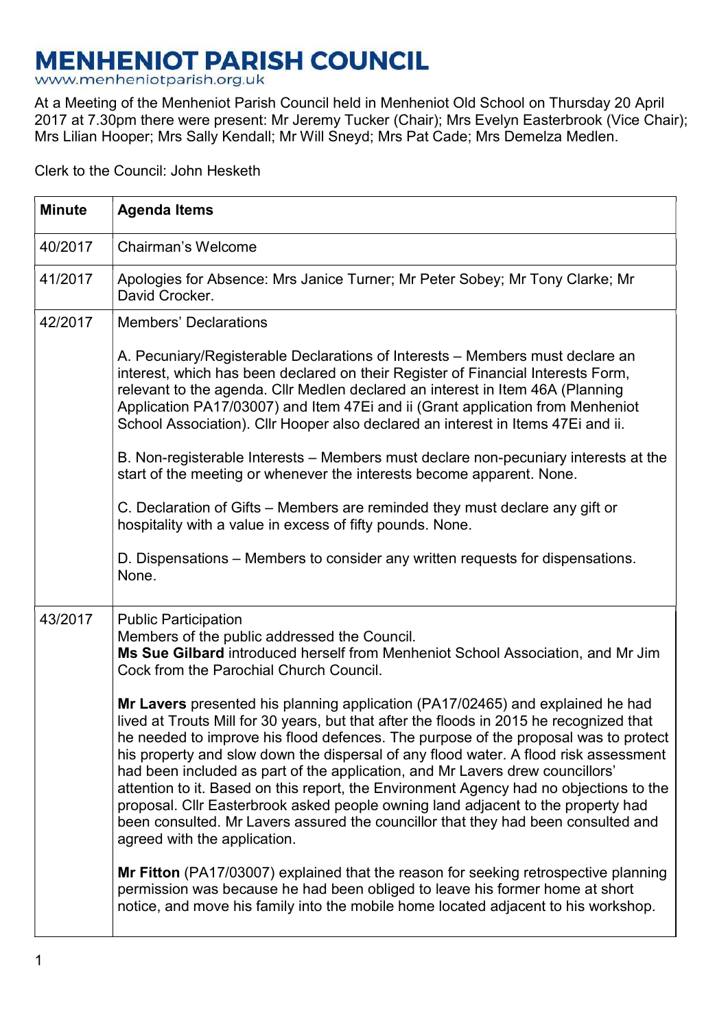# MENHENIOT PARISH COUNCIL

www.menheniotparish.org.uk

At a Meeting of the Menheniot Parish Council held in Menheniot Old School on Thursday 20 April 2017 at 7.30pm there were present: Mr Jeremy Tucker (Chair); Mrs Evelyn Easterbrook (Vice Chair); Mrs Lilian Hooper; Mrs Sally Kendall; Mr Will Sneyd; Mrs Pat Cade; Mrs Demelza Medlen.

Clerk to the Council: John Hesketh

| Minute | Agenda Items |
|---|---|
| 40/2017 | Chairman's Welcome |
| 41/2017 | Apologies for Absence: Mrs Janice Turner; Mr Peter Sobey; Mr Tony Clarke; Mr David Crocker. |
| 42/2017 | Members' Declarations<br><br>A. Pecuniary/Registerable Declarations of Interests – Members must declare an interest, which has been declared on their Register of Financial Interests Form, relevant to the agenda. Cllr Medlen declared an interest in Item 46A (Planning Application PA17/03007) and Item 47Ei and ii (Grant application from Menheniot School Association). Cllr Hooper also declared an interest in Items 47Ei and ii.<br><br>B. Non-registerable Interests – Members must declare non-pecuniary interests at the start of the meeting or whenever the interests become apparent. None.<br><br>C. Declaration of Gifts – Members are reminded they must declare any gift or hospitality with a value in excess of fifty pounds. None.<br><br>D. Dispensations – Members to consider any written requests for dispensations. None. |
| 43/2017 | Public Participation<br>Members of the public addressed the Council.<br>**Ms Sue Gilbard** introduced herself from Menheniot School Association, and Mr Jim Cock from the Parochial Church Council.<br><br>**Mr Lavers** presented his planning application (PA17/02465) and explained he had lived at Trouts Mill for 30 years, but that after the floods in 2015 he recognized that he needed to improve his flood defences. The purpose of the proposal was to protect his property and slow down the dispersal of any flood water. A flood risk assessment had been included as part of the application, and Mr Lavers drew councillors' attention to it. Based on this report, the Environment Agency had no objections to the proposal. Cllr Easterbrook asked people owning land adjacent to the property had been consulted. Mr Lavers assured the councillor that they had been consulted and agreed with the application.<br><br>**Mr Fitton** (PA17/03007) explained that the reason for seeking retrospective planning permission was because he had been obliged to leave his former home at short notice, and move his family into the mobile home located adjacent to his workshop. |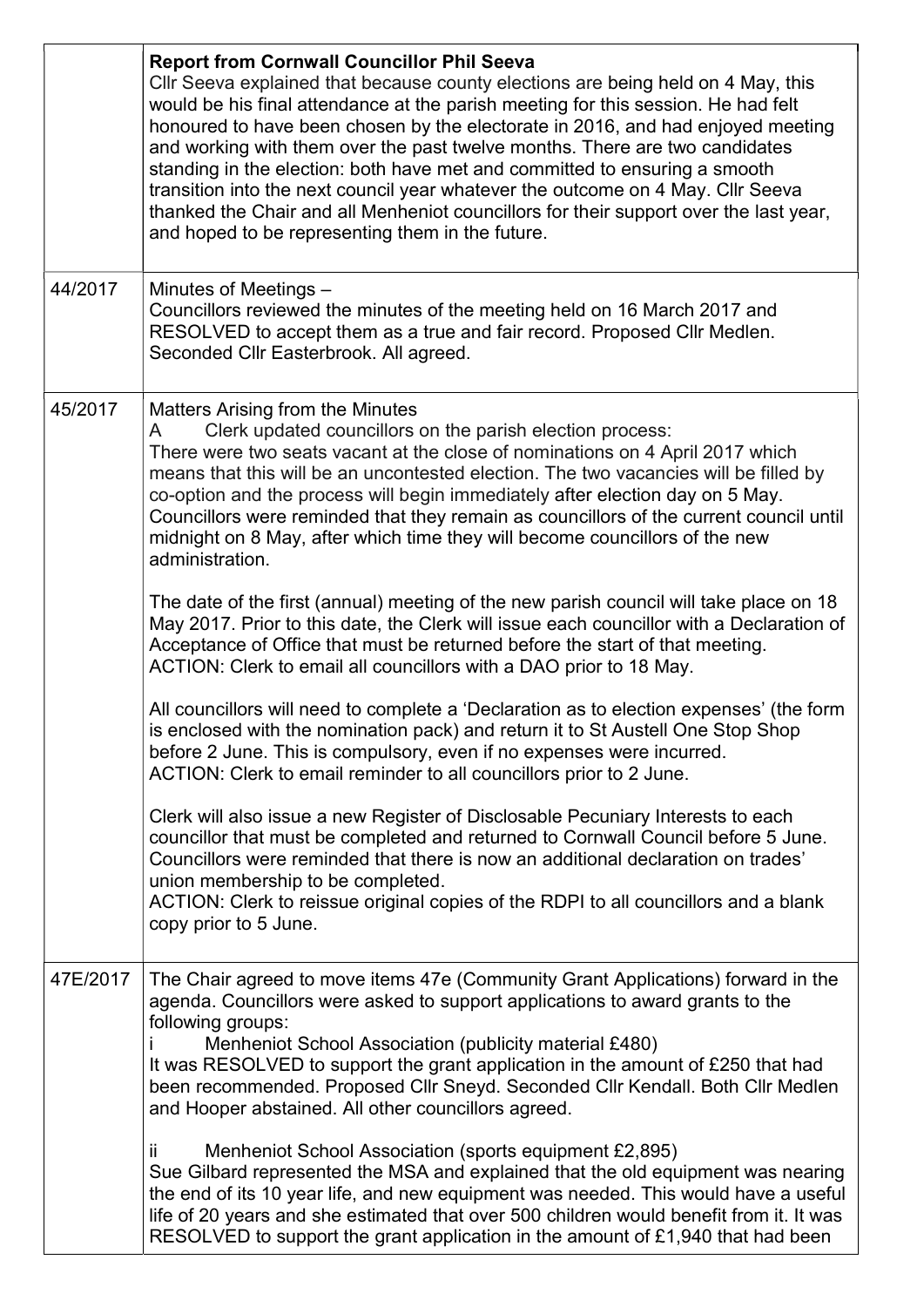| | |
|---|---|
| | **Report from Cornwall Councillor Phil Seeva**<br>Cllr Seeva explained that because county elections are being held on 4 May, this would be his final attendance at the parish meeting for this session. He had felt honoured to have been chosen by the electorate in 2016, and had enjoyed meeting and working with them over the past twelve months. There are two candidates standing in the election: both have met and committed to ensuring a smooth transition into the next council year whatever the outcome on 4 May. Cllr Seeva thanked the Chair and all Menheniot councillors for their support over the last year, and hoped to be representing them in the future. |
| 44/2017 | Minutes of Meetings –<br>Councillors reviewed the minutes of the meeting held on 16 March 2017 and RESOLVED to accept them as a true and fair record. Proposed Cllr Medlen. Seconded Cllr Easterbrook. All agreed. |
| 45/2017 | Matters Arising from the Minutes<br>A Clerk updated councillors on the parish election process:<br>There were two seats vacant at the close of nominations on 4 April 2017 which means that this will be an uncontested election. The two vacancies will be filled by co-option and the process will begin immediately after election day on 5 May. Councillors were reminded that they remain as councillors of the current council until midnight on 8 May, after which time they will become councillors of the new administration.<br><br>The date of the first (annual) meeting of the new parish council will take place on 18 May 2017. Prior to this date, the Clerk will issue each councillor with a Declaration of Acceptance of Office that must be returned before the start of that meeting.<br>ACTION: Clerk to email all councillors with a DAO prior to 18 May.<br><br>All councillors will need to complete a 'Declaration as to election expenses' (the form is enclosed with the nomination pack) and return it to St Austell One Stop Shop before 2 June. This is compulsory, even if no expenses were incurred.<br>ACTION: Clerk to email reminder to all councillors prior to 2 June.<br><br>Clerk will also issue a new Register of Disclosable Pecuniary Interests to each councillor that must be completed and returned to Cornwall Council before 5 June. Councillors were reminded that there is now an additional declaration on trades' union membership to be completed.<br>ACTION: Clerk to reissue original copies of the RDPI to all councillors and a blank copy prior to 5 June. |
| 47E/2017 | The Chair agreed to move items 47e (Community Grant Applications) forward in the agenda. Councillors were asked to support applications to award grants to the following groups:<br>i Menheniot School Association (publicity material £480)<br>It was RESOLVED to support the grant application in the amount of £250 that had been recommended. Proposed Cllr Sneyd. Seconded Cllr Kendall. Both Cllr Medlen and Hooper abstained. All other councillors agreed.<br><br>ii Menheniot School Association (sports equipment £2,895)<br>Sue Gilbard represented the MSA and explained that the old equipment was nearing the end of its 10 year life, and new equipment was needed. This would have a useful life of 20 years and she estimated that over 500 children would benefit from it. It was RESOLVED to support the grant application in the amount of £1,940 that had been |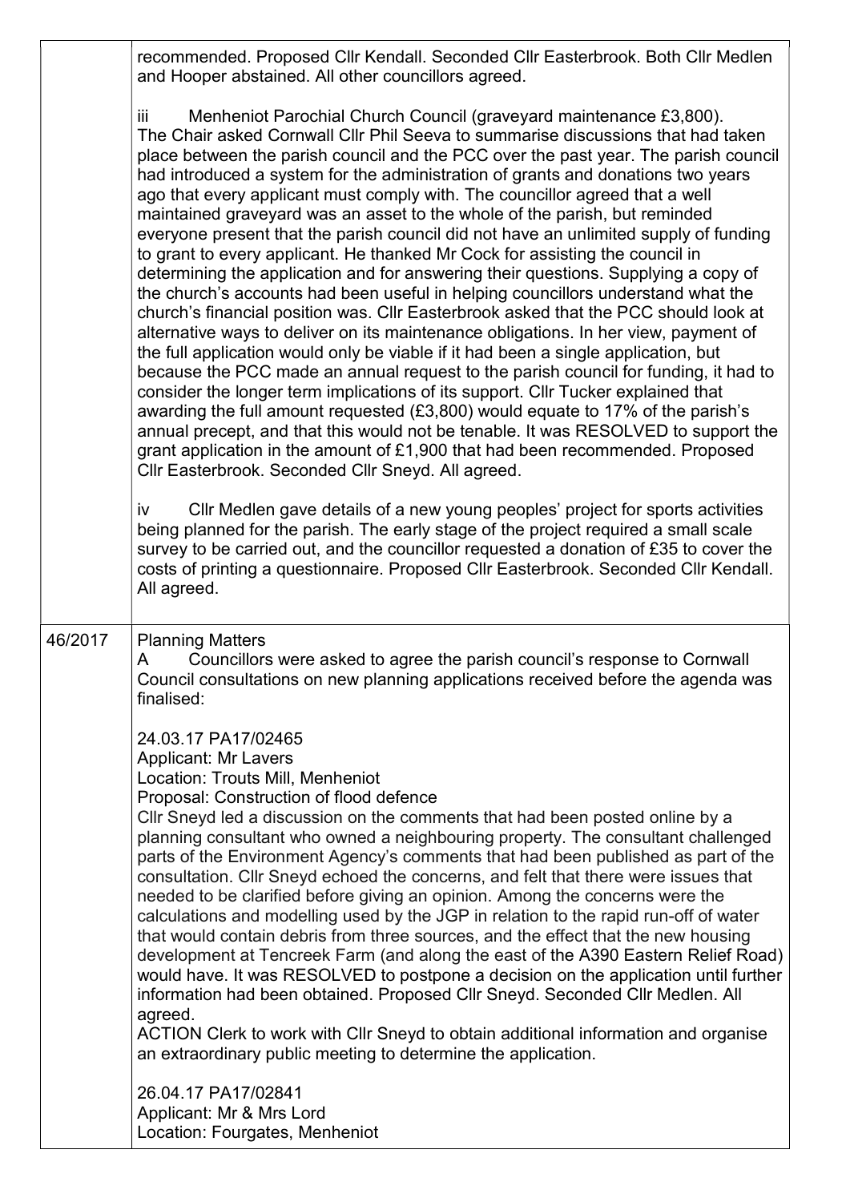| | |
|---|---|
| | recommended. Proposed Cllr Kendall. Seconded Cllr Easterbrook. Both Cllr Medlen and Hooper abstained. All other councillors agreed.<br><br>iii Menheniot Parochial Church Council (graveyard maintenance £3,800). The Chair asked Cornwall Cllr Phil Seeva to summarise discussions that had taken place between the parish council and the PCC over the past year. The parish council had introduced a system for the administration of grants and donations two years ago that every applicant must comply with. The councillor agreed that a well maintained graveyard was an asset to the whole of the parish, but reminded everyone present that the parish council did not have an unlimited supply of funding to grant to every applicant. He thanked Mr Cock for assisting the council in determining the application and for answering their questions. Supplying a copy of the church's accounts had been useful in helping councillors understand what the church's financial position was. Cllr Easterbrook asked that the PCC should look at alternative ways to deliver on its maintenance obligations. In her view, payment of the full application would only be viable if it had been a single application, but because the PCC made an annual request to the parish council for funding, it had to consider the longer term implications of its support. Cllr Tucker explained that awarding the full amount requested (£3,800) would equate to 17% of the parish's annual precept, and that this would not be tenable. It was RESOLVED to support the grant application in the amount of £1,900 that had been recommended. Proposed Cllr Easterbrook. Seconded Cllr Sneyd. All agreed.<br><br>iv Cllr Medlen gave details of a new young peoples' project for sports activities being planned for the parish. The early stage of the project required a small scale survey to be carried out, and the councillor requested a donation of £35 to cover the costs of printing a questionnaire. Proposed Cllr Easterbrook. Seconded Cllr Kendall. All agreed. |
| 46/2017 | Planning Matters<br>A Councillors were asked to agree the parish council's response to Cornwall Council consultations on new planning applications received before the agenda was finalised:<br><br>24.03.17 PA17/02465<br>Applicant: Mr Lavers<br>Location: Trouts Mill, Menheniot<br>Proposal: Construction of flood defence<br>Cllr Sneyd led a discussion on the comments that had been posted online by a planning consultant who owned a neighbouring property. The consultant challenged parts of the Environment Agency's comments that had been published as part of the consultation. Cllr Sneyd echoed the concerns, and felt that there were issues that needed to be clarified before giving an opinion. Among the concerns were the calculations and modelling used by the JGP in relation to the rapid run-off of water that would contain debris from three sources, and the effect that the new housing development at Tencreek Farm (and along the east of the A390 Eastern Relief Road) would have. It was RESOLVED to postpone a decision on the application until further information had been obtained. Proposed Cllr Sneyd. Seconded Cllr Medlen. All agreed.<br>ACTION Clerk to work with Cllr Sneyd to obtain additional information and organise an extraordinary public meeting to determine the application.<br><br>26.04.17 PA17/02841<br>Applicant: Mr & Mrs Lord<br>Location: Fourgates, Menheniot |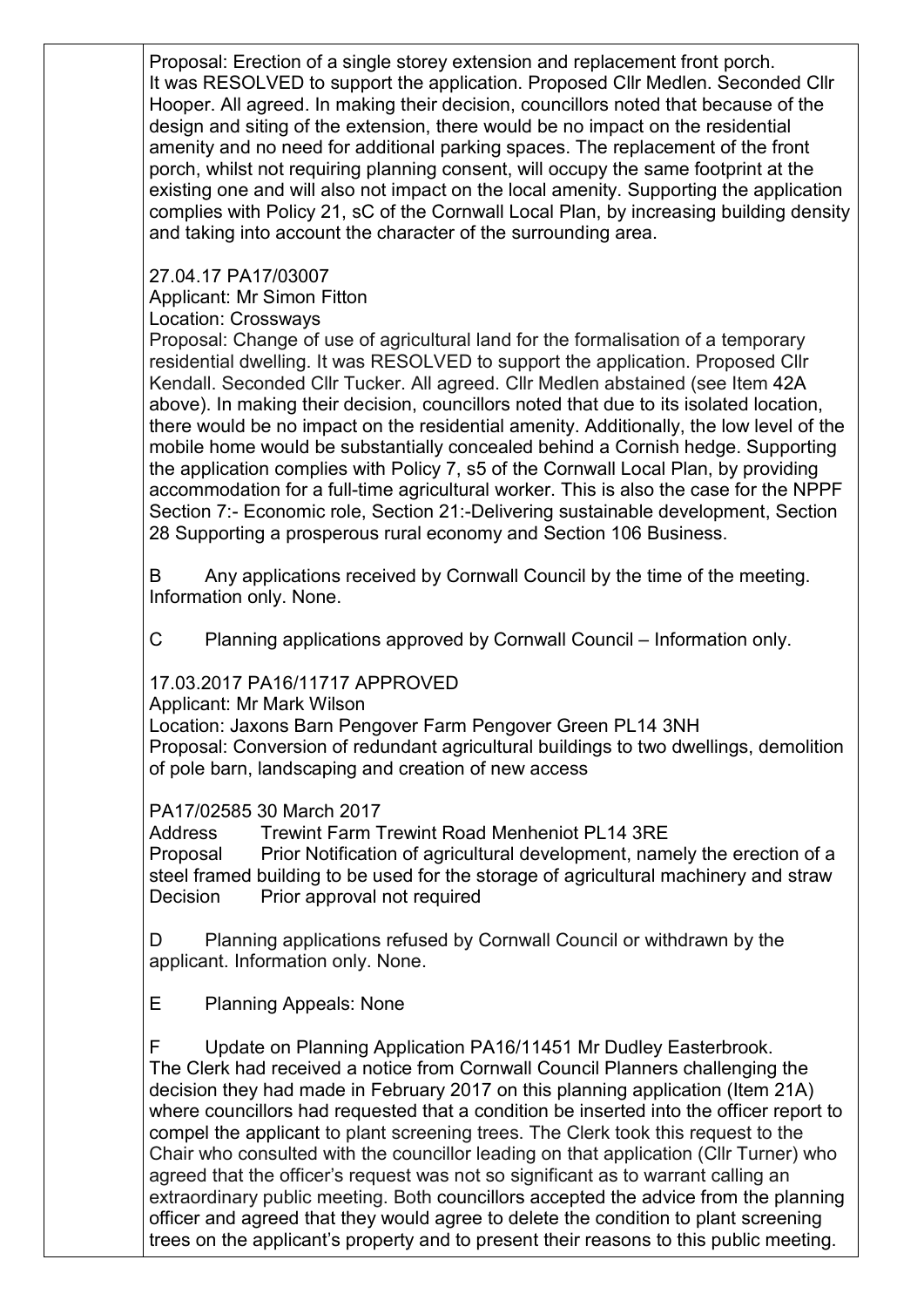Proposal: Erection of a single storey extension and replacement front porch. It was RESOLVED to support the application. Proposed Cllr Medlen. Seconded Cllr Hooper. All agreed. In making their decision, councillors noted that because of the design and siting of the extension, there would be no impact on the residential amenity and no need for additional parking spaces. The replacement of the front porch, whilst not requiring planning consent, will occupy the same footprint at the existing one and will also not impact on the local amenity. Supporting the application complies with Policy 21, sC of the Cornwall Local Plan, by increasing building density and taking into account the character of the surrounding area.

27.04.17 PA17/03007
Applicant: Mr Simon Fitton
Location: Crossways
Proposal: Change of use of agricultural land for the formalisation of a temporary residential dwelling. It was RESOLVED to support the application. Proposed Cllr Kendall. Seconded Cllr Tucker. All agreed. Cllr Medlen abstained (see Item 42A above). In making their decision, councillors noted that due to its isolated location, there would be no impact on the residential amenity. Additionally, the low level of the mobile home would be substantially concealed behind a Cornish hedge. Supporting the application complies with Policy 7, s5 of the Cornwall Local Plan, by providing accommodation for a full-time agricultural worker. This is also the case for the NPPF Section 7:- Economic role, Section 21:-Delivering sustainable development, Section 28 Supporting a prosperous rural economy and Section 106 Business.

B Any applications received by Cornwall Council by the time of the meeting. Information only. None.

C Planning applications approved by Cornwall Council – Information only.

17.03.2017 PA16/11717 APPROVED
Applicant: Mr Mark Wilson
Location: Jaxons Barn Pengover Farm Pengover Green PL14 3NH
Proposal: Conversion of redundant agricultural buildings to two dwellings, demolition of pole barn, landscaping and creation of new access

PA17/02585 30 March 2017
Address Trewint Farm Trewint Road Menheniot PL14 3RE
Proposal Prior Notification of agricultural development, namely the erection of a steel framed building to be used for the storage of agricultural machinery and straw
Decision Prior approval not required

D Planning applications refused by Cornwall Council or withdrawn by the applicant. Information only. None.

E Planning Appeals: None

F Update on Planning Application PA16/11451 Mr Dudley Easterbrook.
The Clerk had received a notice from Cornwall Council Planners challenging the decision they had made in February 2017 on this planning application (Item 21A) where councillors had requested that a condition be inserted into the officer report to compel the applicant to plant screening trees. The Clerk took this request to the Chair who consulted with the councillor leading on that application (Cllr Turner) who agreed that the officer's request was not so significant as to warrant calling an extraordinary public meeting. Both councillors accepted the advice from the planning officer and agreed that they would agree to delete the condition to plant screening trees on the applicant's property and to present their reasons to this public meeting.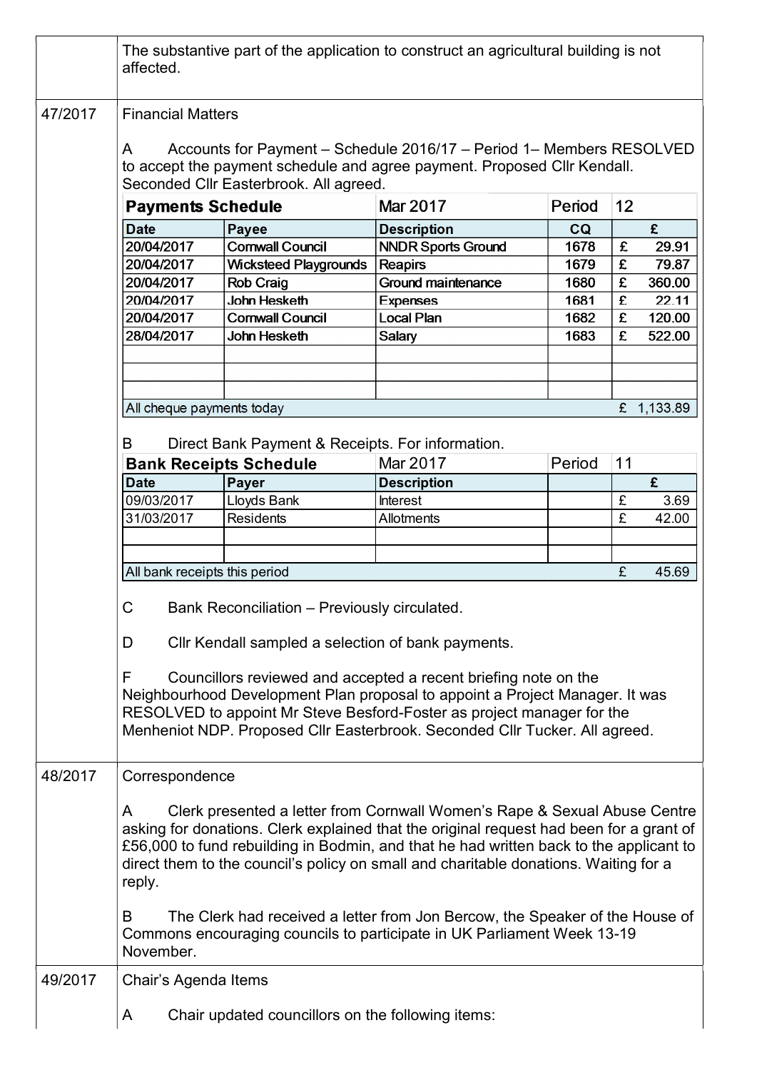The substantive part of the application to construct an agricultural building is not affected.

47/2017 Financial Matters

A Accounts for Payment – Schedule 2016/17 – Period 1– Members RESOLVED to accept the payment schedule and agree payment. Proposed Cllr Kendall. Seconded Cllr Easterbrook. All agreed.

| **Payments Schedule** | | Mar 2017 | Period | 12 |
|---|---|---|---|---|
| **Date** | **Payee** | **Description** | **CQ** | **£** |
| 20/04/2017 | Cornwall Council | NNDR Sports Ground | 1678 | £ 29.91 |
| 20/04/2017 | Wicksteed Playgrounds | Reapirs | 1679 | £ 79.87 |
| 20/04/2017 | Rob Craig | Ground maintenance | 1680 | £ 360.00 |
| 20/04/2017 | John Hesketh | Expenses | 1681 | £ 22.11 |
| 20/04/2017 | Cornwall Council | Local Plan | 1682 | £ 120.00 |
| 28/04/2017 | John Hesketh | Salary | 1683 | £ 522.00 |
| | | | | |
| | | | | |
| | | | | |
| All cheque payments today | | | | £ 1,133.89 |

B Direct Bank Payment & Receipts. For information.

| **Bank Receipts Schedule** | | Mar 2017 | Period | 11 |
|---|---|---|---|---|
| **Date** | **Payer** | **Description** | | **£** |
| 09/03/2017 | Lloyds Bank | Interest | | £ 3.69 |
| 31/03/2017 | Residents | Allotments | | £ 42.00 |
| | | | | |
| | | | | |
| All bank receipts this period | | | | £ 45.69 |

C Bank Reconciliation – Previously circulated.

D Cllr Kendall sampled a selection of bank payments.

F Councillors reviewed and accepted a recent briefing note on the Neighbourhood Development Plan proposal to appoint a Project Manager. It was RESOLVED to appoint Mr Steve Besford-Foster as project manager for the Menheniot NDP. Proposed Cllr Easterbrook. Seconded Cllr Tucker. All agreed.

48/2017 Correspondence

A Clerk presented a letter from Cornwall Women's Rape & Sexual Abuse Centre asking for donations. Clerk explained that the original request had been for a grant of £56,000 to fund rebuilding in Bodmin, and that he had written back to the applicant to direct them to the council's policy on small and charitable donations. Waiting for a reply.

B The Clerk had received a letter from Jon Bercow, the Speaker of the House of Commons encouraging councils to participate in UK Parliament Week 13-19 November.

49/2017 Chair's Agenda Items

A Chair updated councillors on the following items: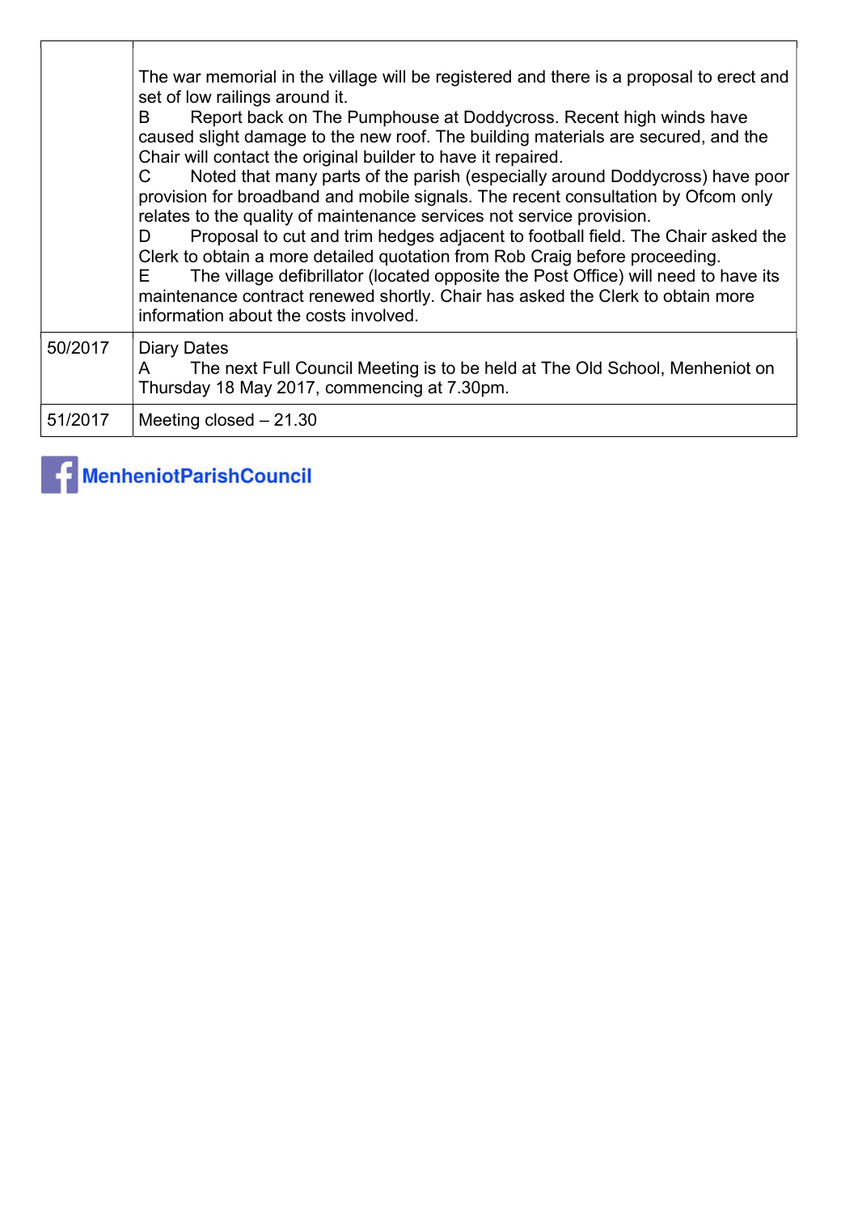| | |
|---|---|
| | The war memorial in the village will be registered and there is a proposal to erect and set of low railings around it.<br>B Report back on The Pumphouse at Doddycross. Recent high winds have caused slight damage to the new roof. The building materials are secured, and the Chair will contact the original builder to have it repaired.<br>C Noted that many parts of the parish (especially around Doddycross) have poor provision for broadband and mobile signals. The recent consultation by Ofcom only relates to the quality of maintenance services not service provision.<br>D Proposal to cut and trim hedges adjacent to football field. The Chair asked the Clerk to obtain a more detailed quotation from Rob Craig before proceeding.<br>E The village defibrillator (located opposite the Post Office) will need to have its maintenance contract renewed shortly. Chair has asked the Clerk to obtain more information about the costs involved. |
| 50/2017 | Diary Dates<br>A The next Full Council Meeting is to be held at The Old School, Menheniot on Thursday 18 May 2017, commencing at 7.30pm. |
| 51/2017 | Meeting closed – 21.30 |

MenheniotParishCouncil